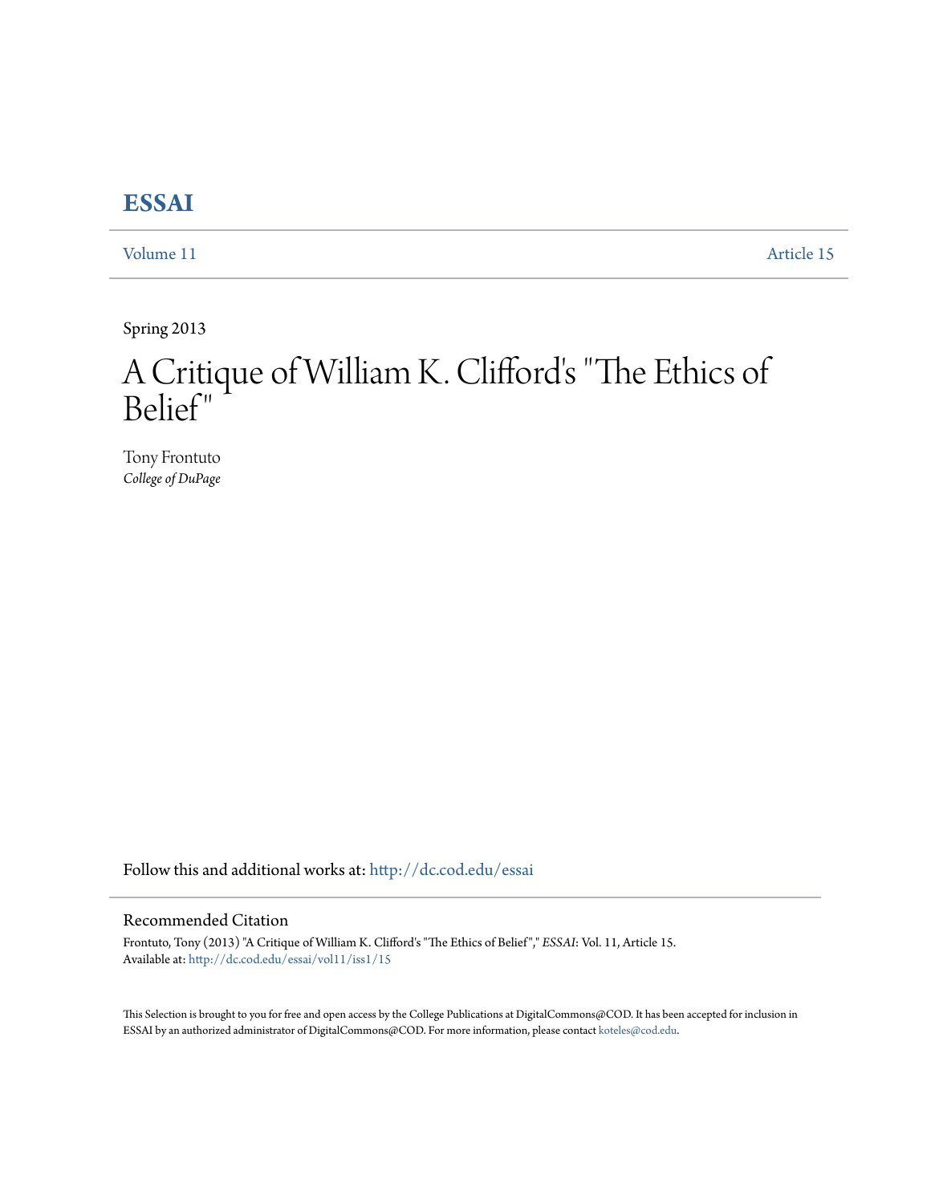# ESSAI

Volume 11 Article 15

Spring 2013

# A Critique of William K. Clifford's "The Ethics of Belief"

Tony Frontuto
*College of DuPage*

Follow this and additional works at: http://dc.cod.edu/essai

## Recommended Citation

Frontuto, Tony (2013) "A Critique of William K. Clifford's "The Ethics of Belief"," *ESSAI*: Vol. 11, Article 15.
Available at: http://dc.cod.edu/essai/vol11/iss1/15

This Selection is brought to you for free and open access by the College Publications at DigitalCommons@COD. It has been accepted for inclusion in ESSAI by an authorized administrator of DigitalCommons@COD. For more information, please contact koteles@cod.edu.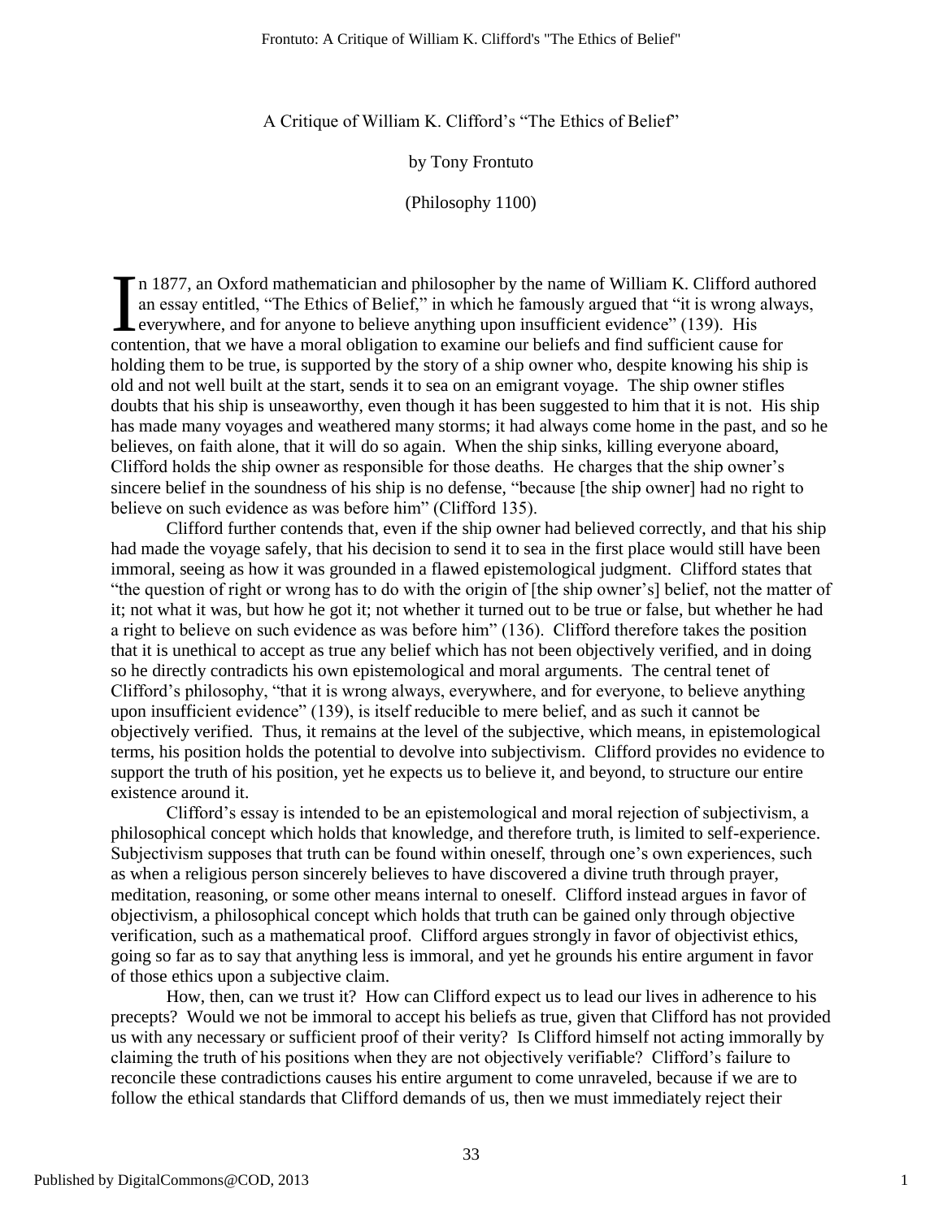A Critique of William K. Clifford's "The Ethics of Belief"

by Tony Frontuto

(Philosophy 1100)

In 1877, an Oxford mathematician and philosopher by the name of William K. Clifford authored an essay entitled, "The Ethics of Belief," in which he famously argued that "it is wrong always, everywhere, and for anyone to believe anything upon insufficient evidence" (139). His contention, that we have a moral obligation to examine our beliefs and find sufficient cause for holding them to be true, is supported by the story of a ship owner who, despite knowing his ship is old and not well built at the start, sends it to sea on an emigrant voyage. The ship owner stifles doubts that his ship is unseaworthy, even though it has been suggested to him that it is not. His ship has made many voyages and weathered many storms; it had always come home in the past, and so he believes, on faith alone, that it will do so again. When the ship sinks, killing everyone aboard, Clifford holds the ship owner as responsible for those deaths. He charges that the ship owner's sincere belief in the soundness of his ship is no defense, "because [the ship owner] had no right to believe on such evidence as was before him" (Clifford 135).

Clifford further contends that, even if the ship owner had believed correctly, and that his ship had made the voyage safely, that his decision to send it to sea in the first place would still have been immoral, seeing as how it was grounded in a flawed epistemological judgment. Clifford states that "the question of right or wrong has to do with the origin of [the ship owner's] belief, not the matter of it; not what it was, but how he got it; not whether it turned out to be true or false, but whether he had a right to believe on such evidence as was before him" (136). Clifford therefore takes the position that it is unethical to accept as true any belief which has not been objectively verified, and in doing so he directly contradicts his own epistemological and moral arguments. The central tenet of Clifford's philosophy, "that it is wrong always, everywhere, and for everyone, to believe anything upon insufficient evidence" (139), is itself reducible to mere belief, and as such it cannot be objectively verified. Thus, it remains at the level of the subjective, which means, in epistemological terms, his position holds the potential to devolve into subjectivism. Clifford provides no evidence to support the truth of his position, yet he expects us to believe it, and beyond, to structure our entire existence around it.

Clifford's essay is intended to be an epistemological and moral rejection of subjectivism, a philosophical concept which holds that knowledge, and therefore truth, is limited to self-experience. Subjectivism supposes that truth can be found within oneself, through one's own experiences, such as when a religious person sincerely believes to have discovered a divine truth through prayer, meditation, reasoning, or some other means internal to oneself. Clifford instead argues in favor of objectivism, a philosophical concept which holds that truth can be gained only through objective verification, such as a mathematical proof. Clifford argues strongly in favor of objectivist ethics, going so far as to say that anything less is immoral, and yet he grounds his entire argument in favor of those ethics upon a subjective claim.

How, then, can we trust it? How can Clifford expect us to lead our lives in adherence to his precepts? Would we not be immoral to accept his beliefs as true, given that Clifford has not provided us with any necessary or sufficient proof of their verity? Is Clifford himself not acting immorally by claiming the truth of his positions when they are not objectively verifiable? Clifford's failure to reconcile these contradictions causes his entire argument to come unraveled, because if we are to follow the ethical standards that Clifford demands of us, then we must immediately reject their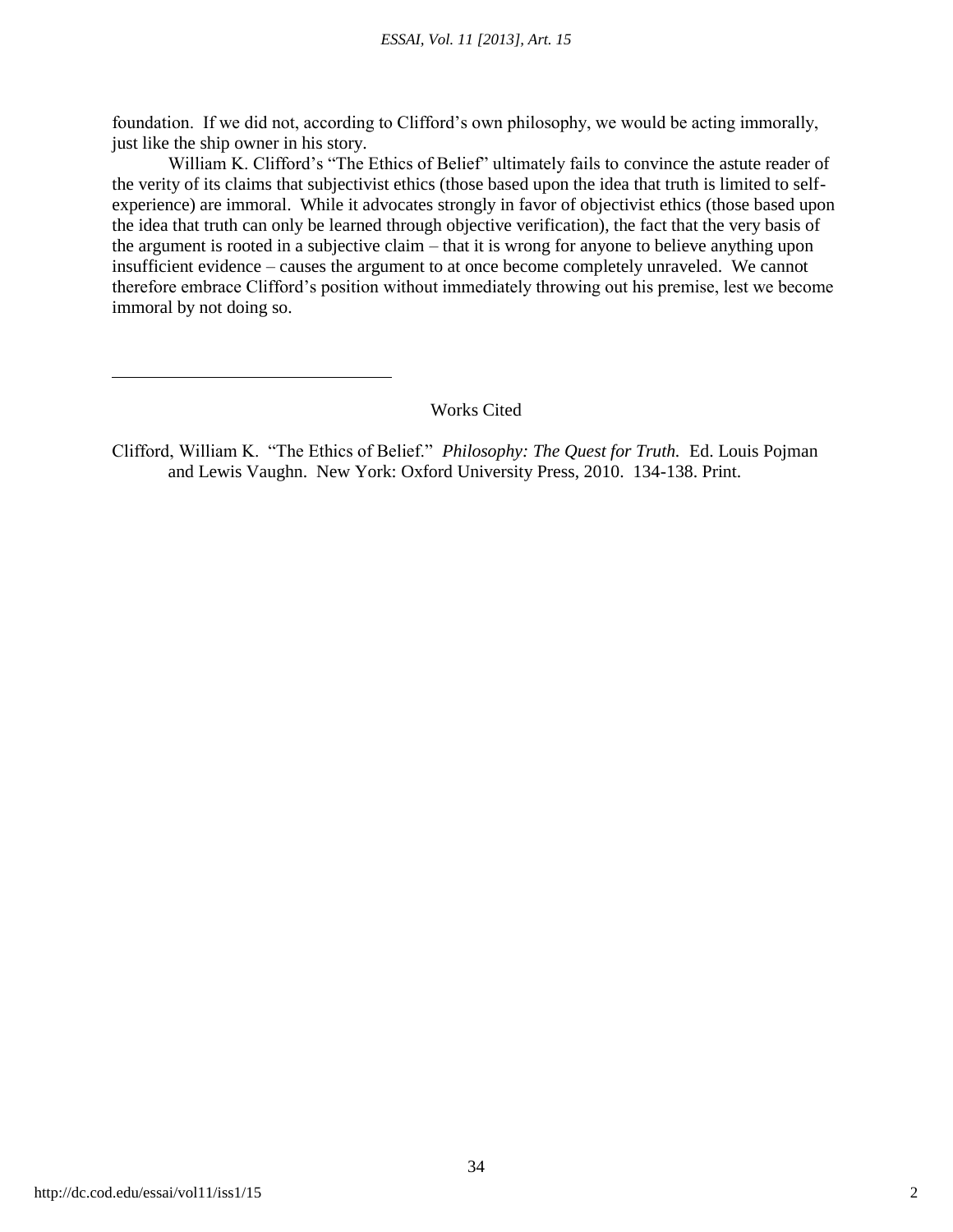foundation. If we did not, according to Clifford's own philosophy, we would be acting immorally, just like the ship owner in his story.

William K. Clifford's "The Ethics of Belief" ultimately fails to convince the astute reader of the verity of its claims that subjectivist ethics (those based upon the idea that truth is limited to self-experience) are immoral. While it advocates strongly in favor of objectivist ethics (those based upon the idea that truth can only be learned through objective verification), the fact that the very basis of the argument is rooted in a subjective claim – that it is wrong for anyone to believe anything upon insufficient evidence – causes the argument to at once become completely unraveled. We cannot therefore embrace Clifford's position without immediately throwing out his premise, lest we become immoral by not doing so.

---

## Works Cited

Clifford, William K. "The Ethics of Belief." *Philosophy: The Quest for Truth.* Ed. Louis Pojman and Lewis Vaughn. New York: Oxford University Press, 2010. 134-138. Print.